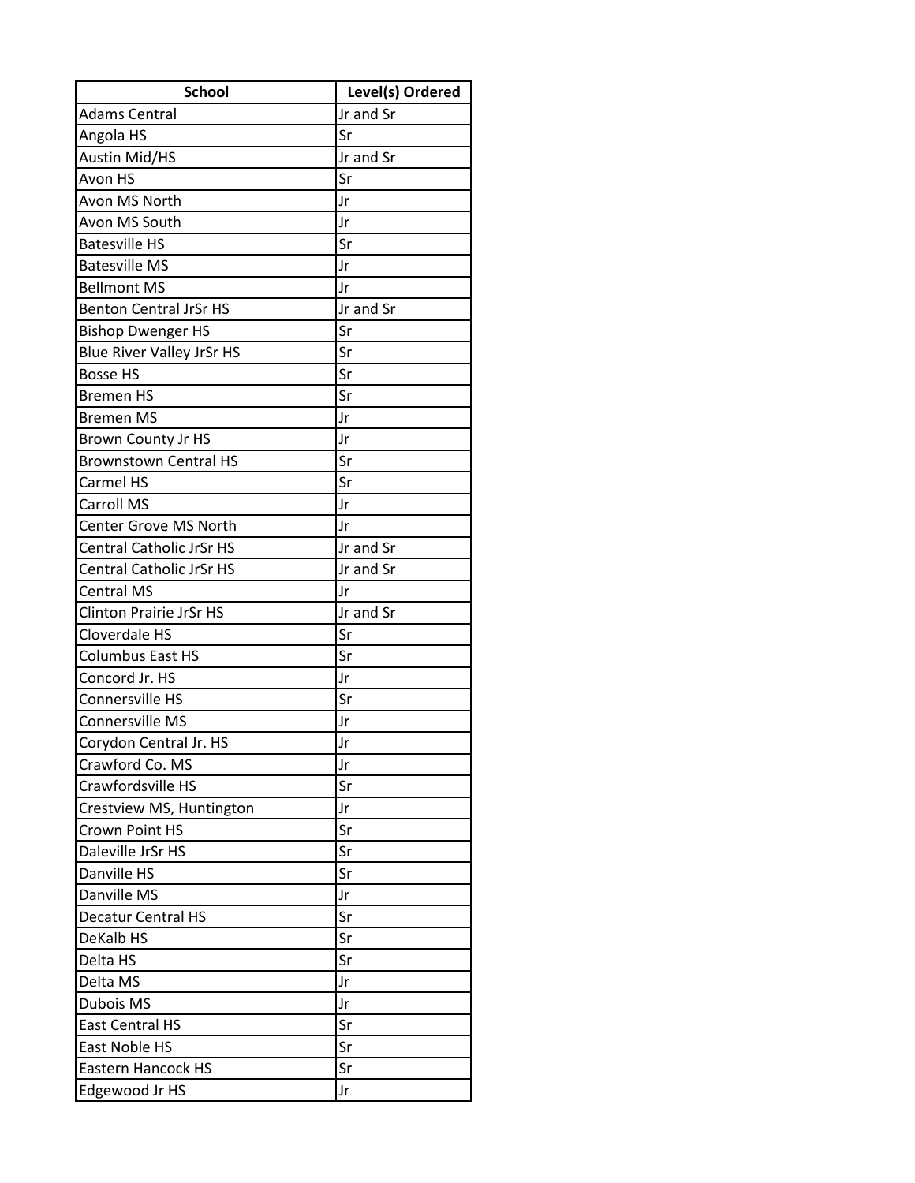| School | Level(s) Ordered |
| --- | --- |
| Adams Central | Jr and Sr |
| Angola HS | Sr |
| Austin Mid/HS | Jr and Sr |
| Avon HS | Sr |
| Avon MS North | Jr |
| Avon MS South | Jr |
| Batesville HS | Sr |
| Batesville MS | Jr |
| Bellmont MS | Jr |
| Benton Central JrSr HS | Jr and Sr |
| Bishop Dwenger HS | Sr |
| Blue River Valley JrSr HS | Sr |
| Bosse HS | Sr |
| Bremen HS | Sr |
| Bremen MS | Jr |
| Brown County Jr HS | Jr |
| Brownstown Central HS | Sr |
| Carmel HS | Sr |
| Carroll MS | Jr |
| Center Grove MS North | Jr |
| Central Catholic JrSr HS | Jr and Sr |
| Central Catholic JrSr HS | Jr and Sr |
| Central MS | Jr |
| Clinton Prairie JrSr HS | Jr and Sr |
| Cloverdale HS | Sr |
| Columbus East HS | Sr |
| Concord Jr. HS | Jr |
| Connersville HS | Sr |
| Connersville MS | Jr |
| Corydon Central Jr. HS | Jr |
| Crawford Co. MS | Jr |
| Crawfordsville HS | Sr |
| Crestview MS, Huntington | Jr |
| Crown Point HS | Sr |
| Daleville JrSr HS | Sr |
| Danville HS | Sr |
| Danville MS | Jr |
| Decatur Central HS | Sr |
| DeKalb HS | Sr |
| Delta HS | Sr |
| Delta MS | Jr |
| Dubois MS | Jr |
| East Central HS | Sr |
| East Noble HS | Sr |
| Eastern Hancock HS | Sr |
| Edgewood Jr HS | Jr |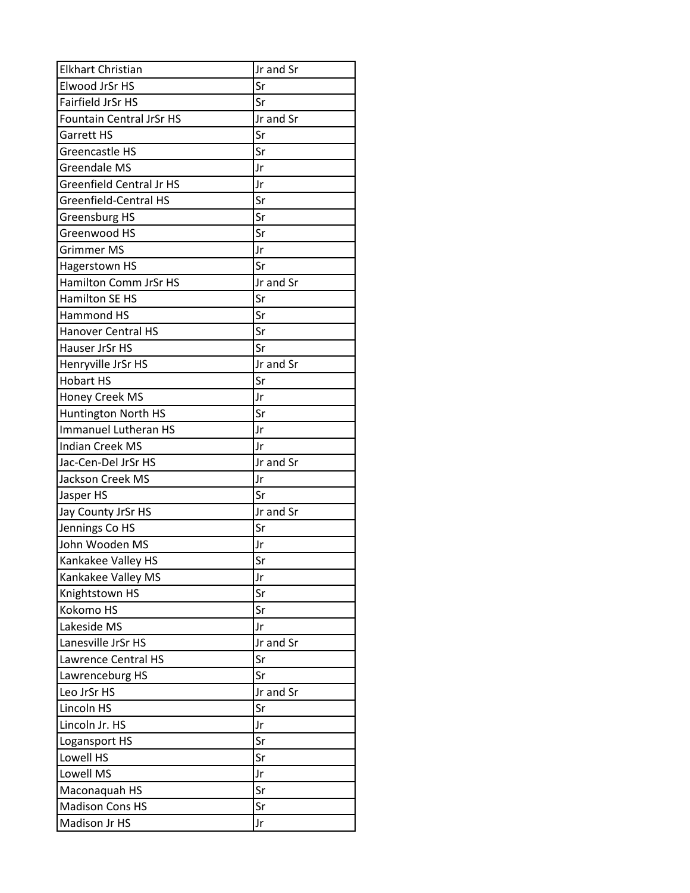| Elkhart Christian | Jr and Sr |
|---|---|
| Elwood JrSr HS | Sr |
| Fairfield JrSr HS | Sr |
| Fountain Central JrSr HS | Jr and Sr |
| Garrett HS | Sr |
| Greencastle HS | Sr |
| Greendale MS | Jr |
| Greenfield Central Jr HS | Jr |
| Greenfield-Central HS | Sr |
| Greensburg HS | Sr |
| Greenwood HS | Sr |
| Grimmer MS | Jr |
| Hagerstown HS | Sr |
| Hamilton Comm JrSr HS | Jr and Sr |
| Hamilton SE HS | Sr |
| Hammond HS | Sr |
| Hanover Central HS | Sr |
| Hauser JrSr HS | Sr |
| Henryville JrSr HS | Jr and Sr |
| Hobart HS | Sr |
| Honey Creek MS | Jr |
| Huntington North HS | Sr |
| Immanuel Lutheran HS | Jr |
| Indian Creek MS | Jr |
| Jac-Cen-Del JrSr HS | Jr and Sr |
| Jackson Creek MS | Jr |
| Jasper HS | Sr |
| Jay County JrSr HS | Jr and Sr |
| Jennings Co HS | Sr |
| John Wooden MS | Jr |
| Kankakee Valley HS | Sr |
| Kankakee Valley MS | Jr |
| Knightstown HS | Sr |
| Kokomo HS | Sr |
| Lakeside MS | Jr |
| Lanesville JrSr HS | Jr and Sr |
| Lawrence Central HS | Sr |
| Lawrenceburg HS | Sr |
| Leo JrSr HS | Jr and Sr |
| Lincoln HS | Sr |
| Lincoln Jr. HS | Jr |
| Logansport HS | Sr |
| Lowell HS | Sr |
| Lowell MS | Jr |
| Maconaquah HS | Sr |
| Madison Cons HS | Sr |
| Madison Jr HS | Jr |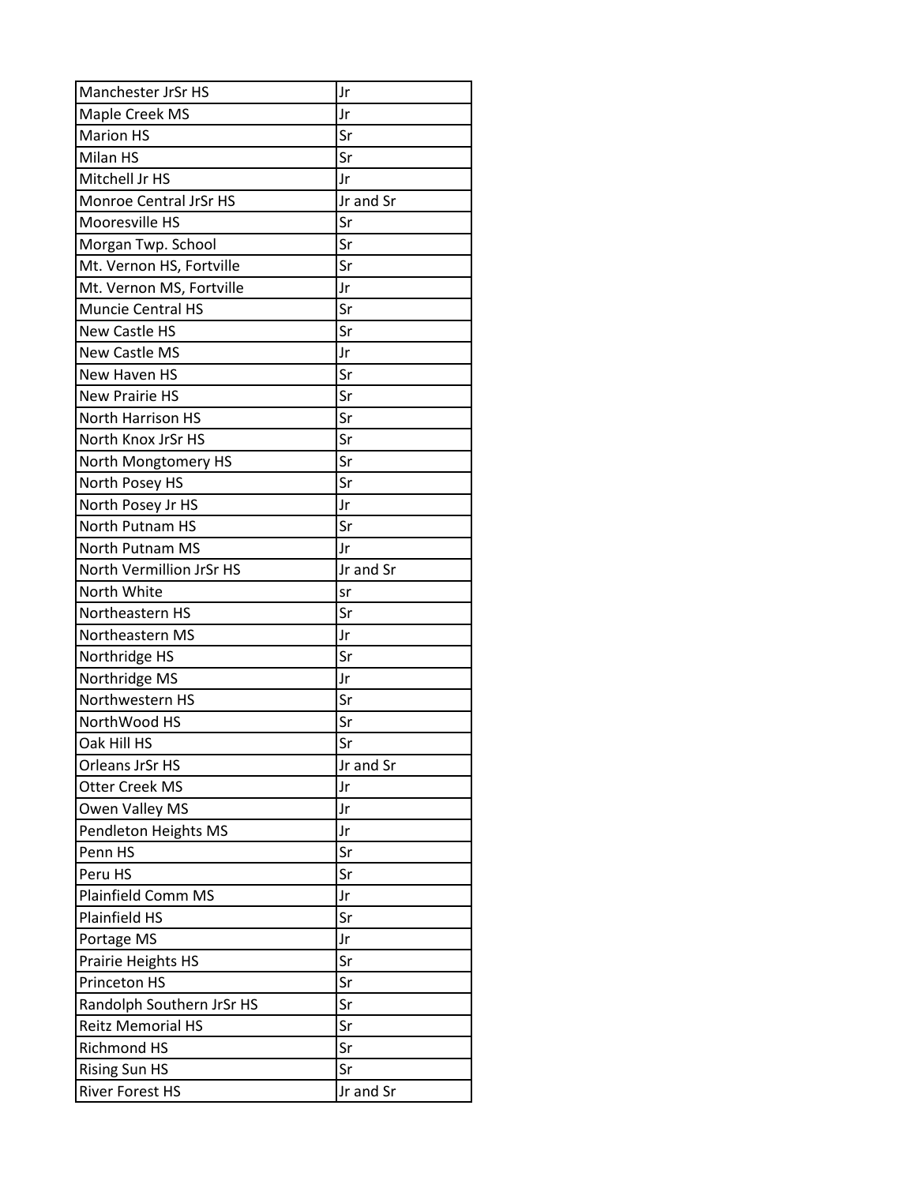| | |
|---|---|
| Manchester JrSr HS | Jr |
| Maple Creek MS | Jr |
| Marion HS | Sr |
| Milan HS | Sr |
| Mitchell Jr HS | Jr |
| Monroe Central JrSr HS | Jr and Sr |
| Mooresville HS | Sr |
| Morgan Twp. School | Sr |
| Mt. Vernon HS, Fortville | Sr |
| Mt. Vernon MS, Fortville | Jr |
| Muncie Central HS | Sr |
| New Castle HS | Sr |
| New Castle MS | Jr |
| New Haven HS | Sr |
| New Prairie HS | Sr |
| North Harrison HS | Sr |
| North Knox JrSr HS | Sr |
| North Mongtomery HS | Sr |
| North Posey HS | Sr |
| North Posey Jr HS | Jr |
| North Putnam HS | Sr |
| North Putnam MS | Jr |
| North Vermillion JrSr HS | Jr and Sr |
| North White | sr |
| Northeastern HS | Sr |
| Northeastern MS | Jr |
| Northridge HS | Sr |
| Northridge MS | Jr |
| Northwestern HS | Sr |
| NorthWood HS | Sr |
| Oak Hill HS | Sr |
| Orleans JrSr HS | Jr and Sr |
| Otter Creek MS | Jr |
| Owen Valley MS | Jr |
| Pendleton Heights MS | Jr |
| Penn HS | Sr |
| Peru HS | Sr |
| Plainfield Comm MS | Jr |
| Plainfield HS | Sr |
| Portage MS | Jr |
| Prairie Heights HS | Sr |
| Princeton HS | Sr |
| Randolph Southern JrSr HS | Sr |
| Reitz Memorial HS | Sr |
| Richmond HS | Sr |
| Rising Sun HS | Sr |
| River Forest HS | Jr and Sr |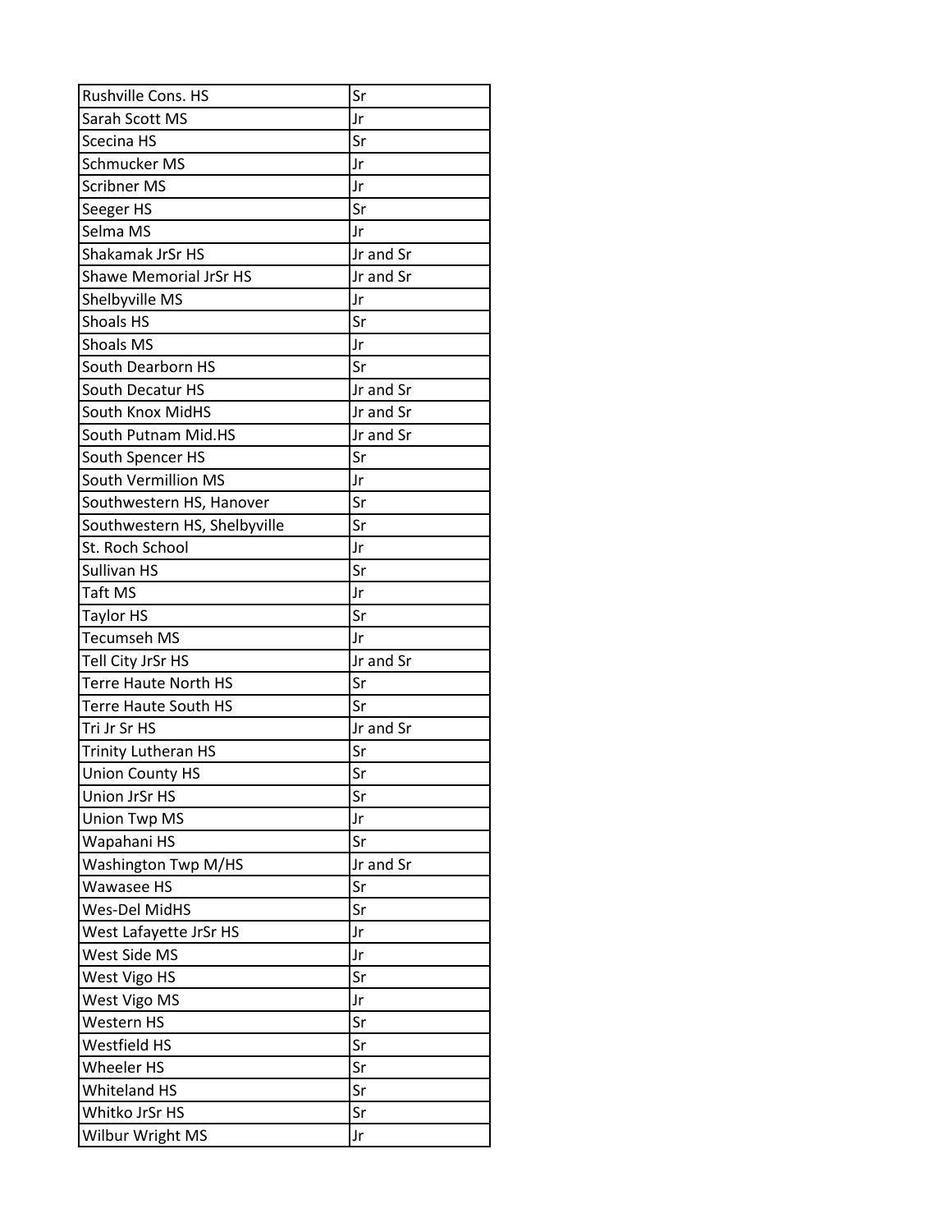| | |
|---|---|
| Rushville Cons. HS | Sr |
| Sarah Scott MS | Jr |
| Scecina HS | Sr |
| Schmucker MS | Jr |
| Scribner MS | Jr |
| Seeger HS | Sr |
| Selma MS | Jr |
| Shakamak JrSr HS | Jr and Sr |
| Shawe Memorial JrSr HS | Jr and Sr |
| Shelbyville MS | Jr |
| Shoals HS | Sr |
| Shoals MS | Jr |
| South Dearborn HS | Sr |
| South Decatur HS | Jr and Sr |
| South Knox MidHS | Jr and Sr |
| South Putnam Mid.HS | Jr and Sr |
| South Spencer HS | Sr |
| South Vermillion MS | Jr |
| Southwestern HS, Hanover | Sr |
| Southwestern HS, Shelbyville | Sr |
| St. Roch School | Jr |
| Sullivan HS | Sr |
| Taft MS | Jr |
| Taylor HS | Sr |
| Tecumseh MS | Jr |
| Tell City JrSr HS | Jr and Sr |
| Terre Haute North HS | Sr |
| Terre Haute South HS | Sr |
| Tri Jr Sr HS | Jr and Sr |
| Trinity Lutheran HS | Sr |
| Union County HS | Sr |
| Union JrSr HS | Sr |
| Union Twp MS | Jr |
| Wapahani HS | Sr |
| Washington Twp M/HS | Jr and Sr |
| Wawasee HS | Sr |
| Wes-Del MidHS | Sr |
| West Lafayette JrSr HS | Jr |
| West Side MS | Jr |
| West Vigo HS | Sr |
| West Vigo MS | Jr |
| Western HS | Sr |
| Westfield HS | Sr |
| Wheeler HS | Sr |
| Whiteland HS | Sr |
| Whitko JrSr HS | Sr |
| Wilbur Wright MS | Jr |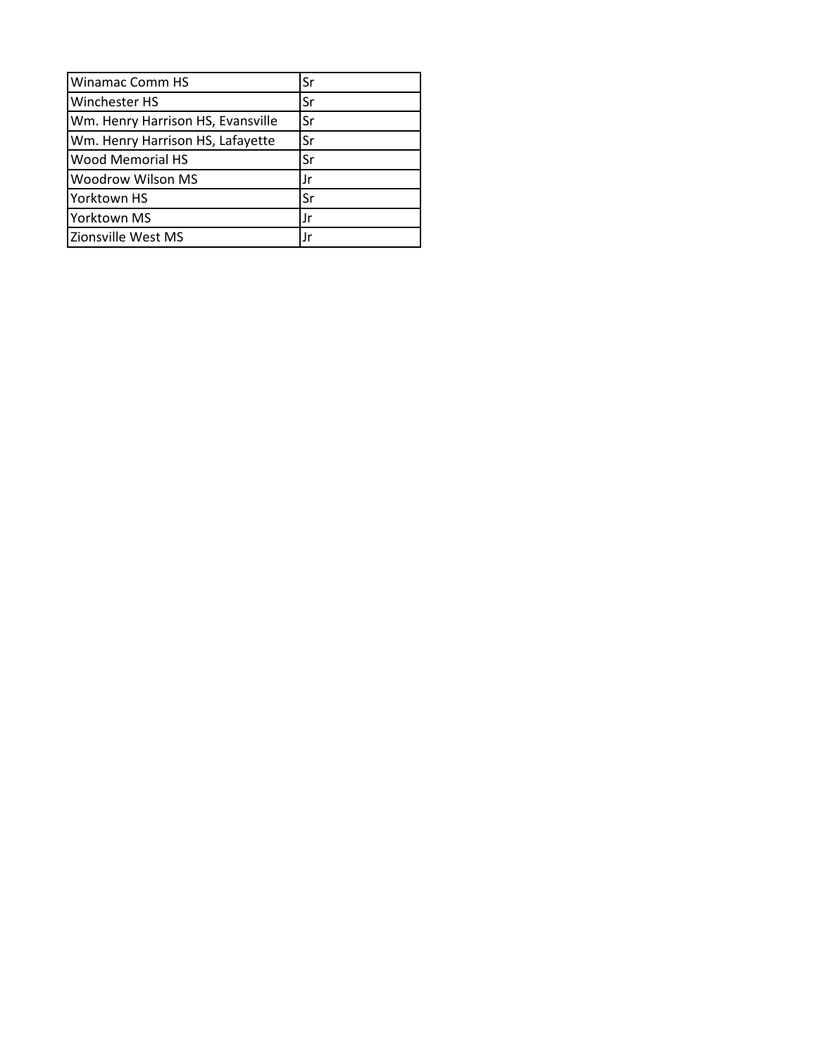| | |
|---|---|
| Winamac Comm HS | Sr |
| Winchester HS | Sr |
| Wm. Henry Harrison HS, Evansville | Sr |
| Wm. Henry Harrison HS, Lafayette | Sr |
| Wood Memorial HS | Sr |
| Woodrow Wilson MS | Jr |
| Yorktown HS | Sr |
| Yorktown MS | Jr |
| Zionsville West MS | Jr |